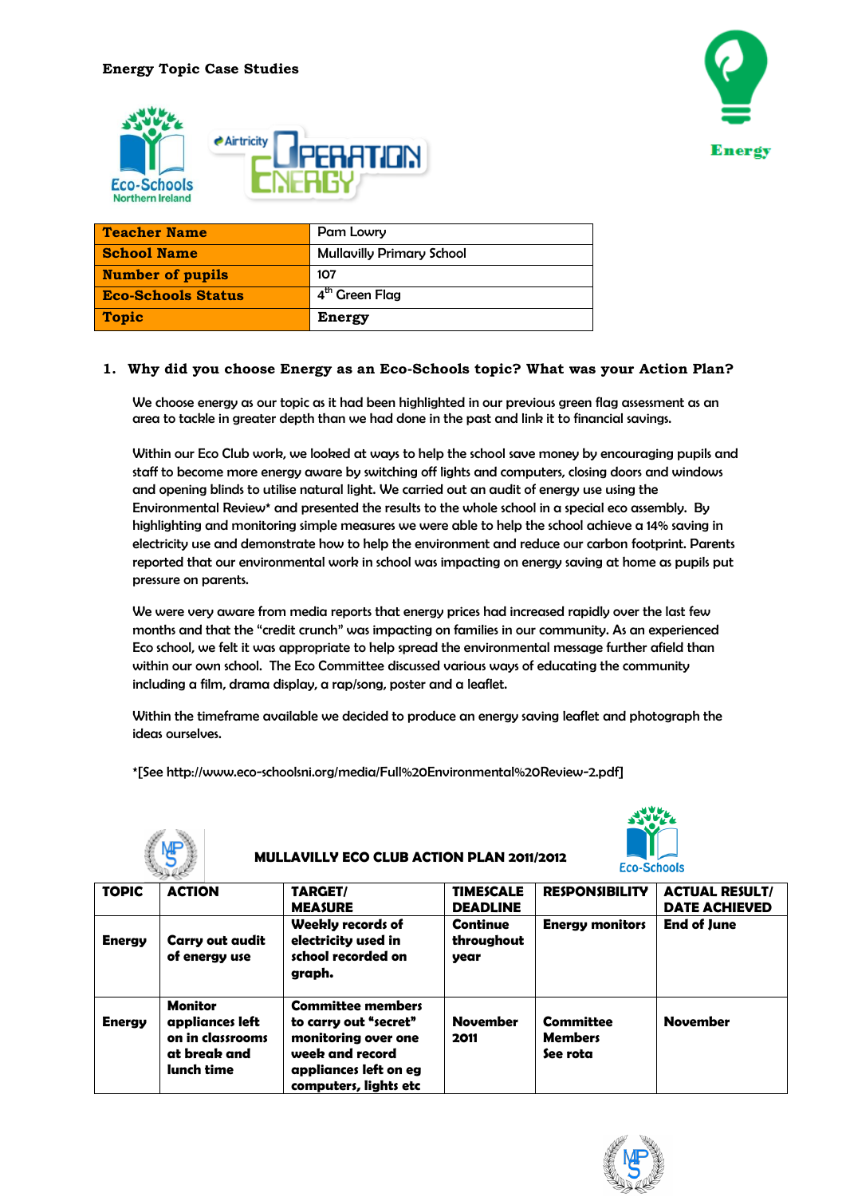**Energy Topic Case Studies**

Energy

| Teacher Name | Pam Lowry |
| --- | --- |
| School Name | Mullavilly Primary School |
| Number of pupils | 107 |
| Eco-Schools Status | 4th Green Flag |
| Topic | **Energy** |

## 1. Why did you choose Energy as an Eco-Schools topic? What was your Action Plan?

We choose energy as our topic as it had been highlighted in our previous green flag assessment as an area to tackle in greater depth than we had done in the past and link it to financial savings.

Within our Eco Club work, we looked at ways to help the school save money by encouraging pupils and staff to become more energy aware by switching off lights and computers, closing doors and windows and opening blinds to utilise natural light. We carried out an audit of energy use using the Environmental Review* and presented the results to the whole school in a special eco assembly. By highlighting and monitoring simple measures we were able to help the school achieve a 14% saving in electricity use and demonstrate how to help the environment and reduce our carbon footprint. Parents reported that our environmental work in school was impacting on energy saving at home as pupils put pressure on parents.

We were very aware from media reports that energy prices had increased rapidly over the last few months and that the "credit crunch" was impacting on families in our community. As an experienced Eco school, we felt it was appropriate to help spread the environmental message further afield than within our own school. The Eco Committee discussed various ways of educating the community including a film, drama display, a rap/song, poster and a leaflet.

Within the timeframe available we decided to produce an energy saving leaflet and photograph the ideas ourselves.

*[See http://www.eco-schoolsni.org/media/Full%20Environmental%20Review-2.pdf]

**MULLAVILLY ECO CLUB ACTION PLAN 2011/2012**

| TOPIC | ACTION | TARGET/ MEASURE | TIMESCALE DEADLINE | RESPONSIBILITY | ACTUAL RESULT/ DATE ACHIEVED |
| --- | --- | --- | --- | --- | --- |
| Energy | Carry out audit of energy use | Weekly records of electricity used in school recorded on graph. | Continue throughout year | Energy monitors | End of June |
| Energy | Monitor appliances left on in classrooms at break and lunch time | Committee members to carry out "secret" monitoring over one week and record appliances left on eg computers, lights etc | November 2011 | Committee Members See rota | November |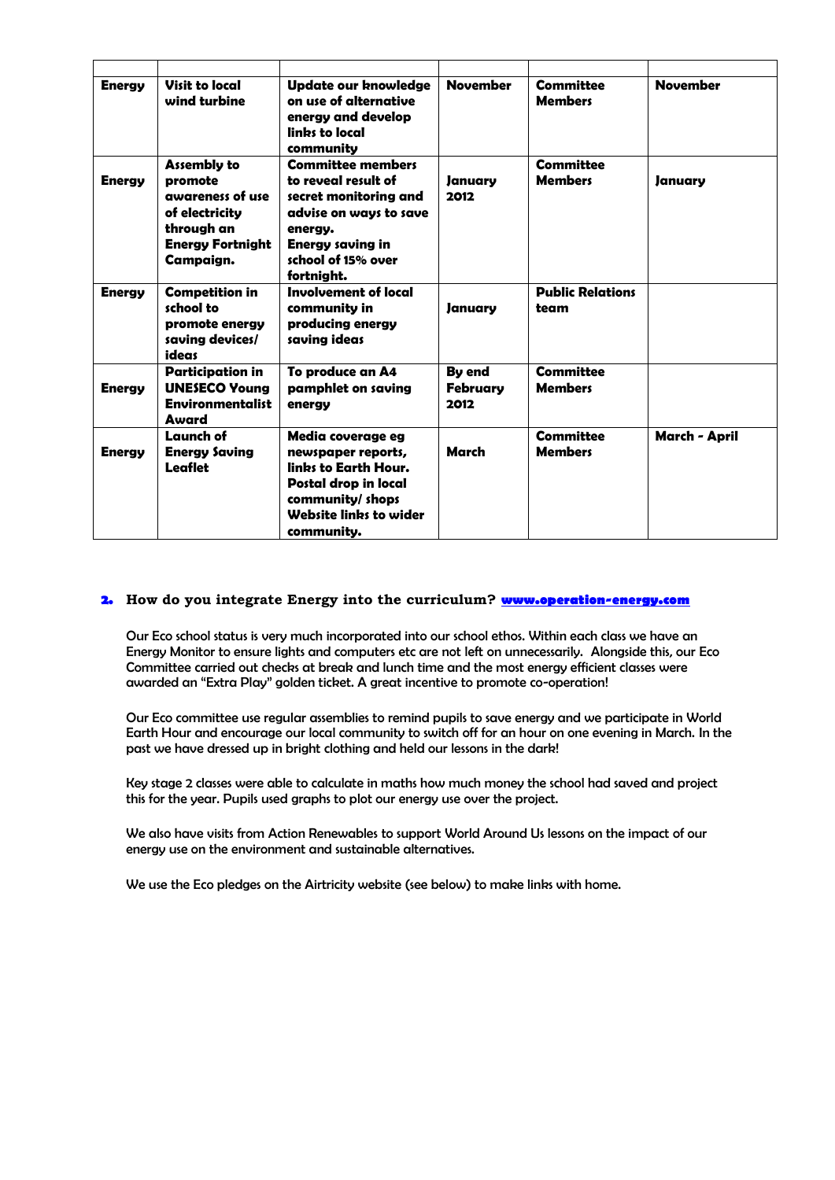| | | | | | |
|---|---|---|---|---|---|
| **Energy** | **Visit to local wind turbine** | **Update our knowledge on use of alternative energy and develop links to local community** | **November** | **Committee Members** | **November** |
| **Energy** | **Assembly to promote awareness of use of electricity through an Energy Fortnight Campaign.** | **Committee members to reveal result of secret monitoring and advise on ways to save energy. Energy saving in school of 15% over fortnight.** | **January 2012** | **Committee Members** | **January** |
| **Energy** | **Competition in school to promote energy saving devices/ ideas** | **Involvement of local community in producing energy saving ideas** | **January** | **Public Relations team** | |
| **Energy** | **Participation in UNESECO Young Environmentalist Award** | **To produce an A4 pamphlet on saving energy** | **By end February 2012** | **Committee Members** | |
| **Energy** | **Launch of Energy Saving Leaflet** | **Media coverage eg newspaper reports, links to Earth Hour. Postal drop in local community/ shops Website links to wider community.** | **March** | **Committee Members** | **March - April** |

**2. How do you integrate Energy into the curriculum? www.operation-energy.com**

Our Eco school status is very much incorporated into our school ethos. Within each class we have an Energy Monitor to ensure lights and computers etc are not left on unnecessarily. Alongside this, our Eco Committee carried out checks at break and lunch time and the most energy efficient classes were awarded an "Extra Play" golden ticket. A great incentive to promote co-operation!

Our Eco committee use regular assemblies to remind pupils to save energy and we participate in World Earth Hour and encourage our local community to switch off for an hour on one evening in March. In the past we have dressed up in bright clothing and held our lessons in the dark!

Key stage 2 classes were able to calculate in maths how much money the school had saved and project this for the year. Pupils used graphs to plot our energy use over the project.

We also have visits from Action Renewables to support World Around Us lessons on the impact of our energy use on the environment and sustainable alternatives.

We use the Eco pledges on the Airtricity website (see below) to make links with home.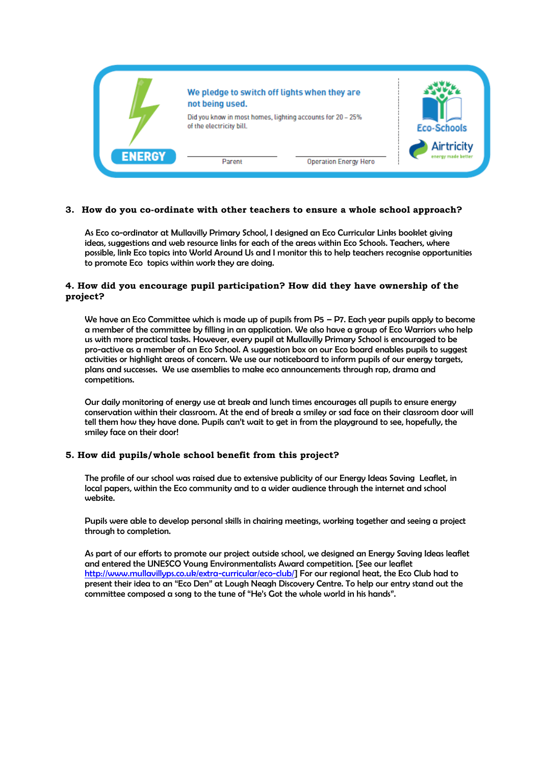ENERGY

**We pledge to switch off lights when they are not being used.**

Did you know in most homes, lighting accounts for 20 – 25% of the electricity bill.

Parent &nbsp;&nbsp;&nbsp;&nbsp;&nbsp;&nbsp;&nbsp;&nbsp; Operation Energy Hero

Eco-Schools

Airtricity energy made better

### 3. How do you co-ordinate with other teachers to ensure a whole school approach?

As Eco co-ordinator at Mullavilly Primary School, I designed an Eco Curricular Links booklet giving ideas, suggestions and web resource links for each of the areas within Eco Schools. Teachers, where possible, link Eco topics into World Around Us and I monitor this to help teachers recognise opportunities to promote Eco topics within work they are doing.

### 4. How did you encourage pupil participation? How did they have ownership of the project?

We have an Eco Committee which is made up of pupils from P5 – P7. Each year pupils apply to become a member of the committee by filling in an application. We also have a group of Eco Warriors who help us with more practical tasks. However, every pupil at Mullavilly Primary School is encouraged to be pro-active as a member of an Eco School. A suggestion box on our Eco board enables pupils to suggest activities or highlight areas of concern. We use our noticeboard to inform pupils of our energy targets, plans and successes. We use assemblies to make eco announcements through rap, drama and competitions.

Our daily monitoring of energy use at break and lunch times encourages all pupils to ensure energy conservation within their classroom. At the end of break a smiley or sad face on their classroom door will tell them how they have done. Pupils can't wait to get in from the playground to see, hopefully, the smiley face on their door!

### 5. How did pupils/whole school benefit from this project?

The profile of our school was raised due to extensive publicity of our Energy Ideas Saving Leaflet, in local papers, within the Eco community and to a wider audience through the internet and school website.

Pupils were able to develop personal skills in chairing meetings, working together and seeing a project through to completion.

As part of our efforts to promote our project outside school, we designed an Energy Saving Ideas leaflet and entered the UNESCO Young Environmentalists Award competition. [See our leaflet http://www.mullavillyps.co.uk/extra-curricular/eco-club/] For our regional heat, the Eco Club had to present their idea to an "Eco Den" at Lough Neagh Discovery Centre. To help our entry stand out the committee composed a song to the tune of "He's Got the whole world in his hands".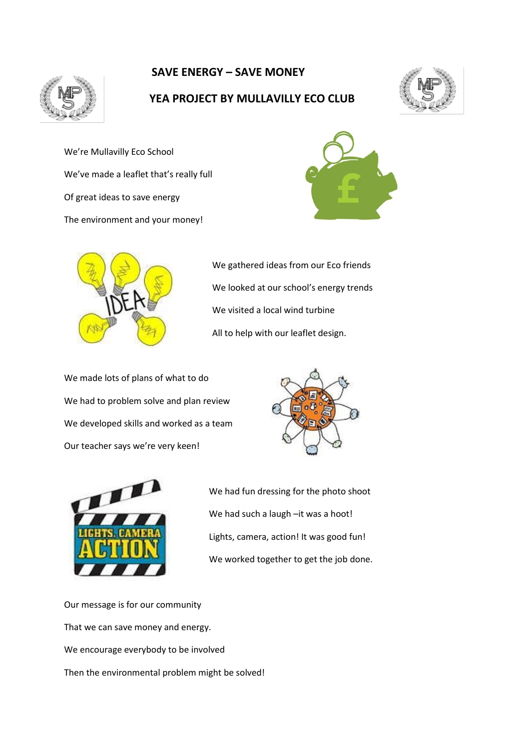# SAVE ENERGY – SAVE MONEY

## YEA PROJECT BY MULLAVILLY ECO CLUB

We're Mullavilly Eco School

We've made a leaflet that's really full

Of great ideas to save energy

The environment and your money!

We gathered ideas from our Eco friends

We looked at our school's energy trends

We visited a local wind turbine

All to help with our leaflet design.

We made lots of plans of what to do

We had to problem solve and plan review

We developed skills and worked as a team

Our teacher says we're very keen!

We had fun dressing for the photo shoot

We had such a laugh –it was a hoot!

Lights, camera, action! It was good fun!

We worked together to get the job done.

Our message is for our community

That we can save money and energy.

We encourage everybody to be involved

Then the environmental problem might be solved!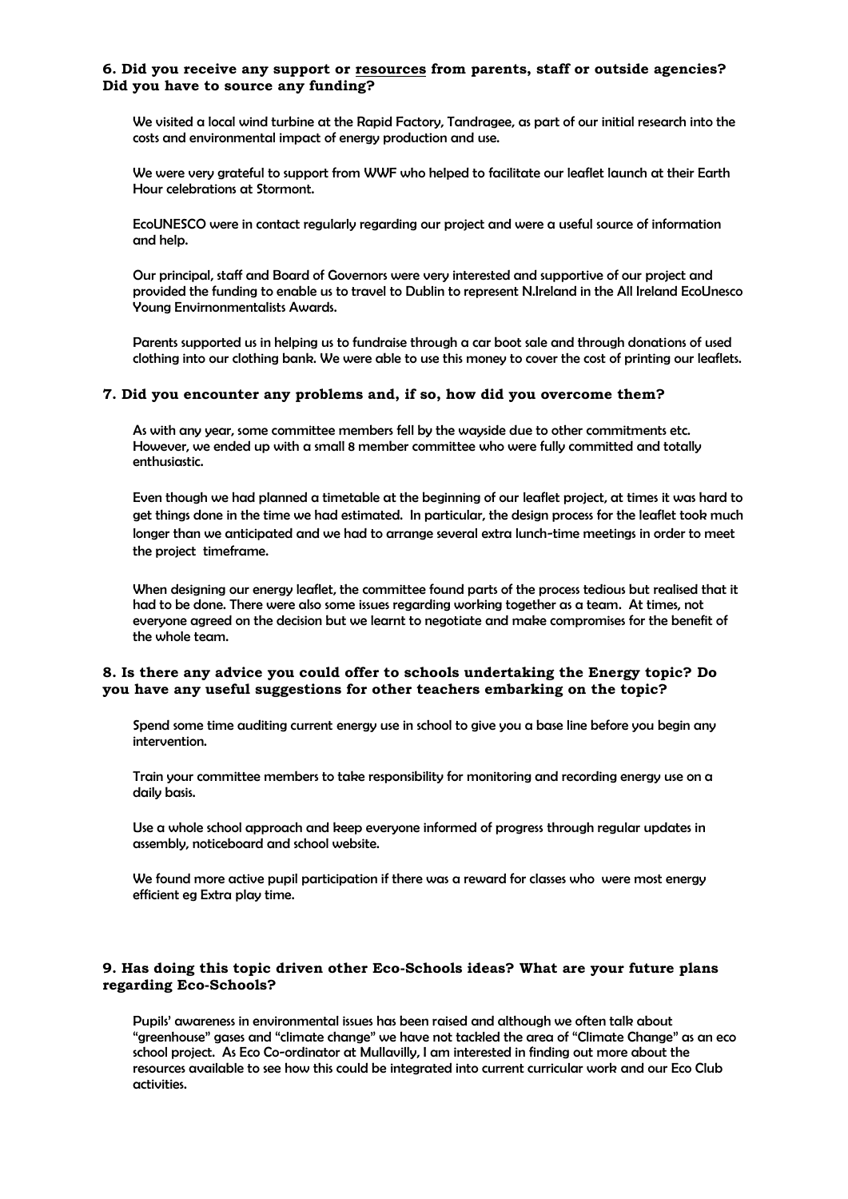**6. Did you receive any support or resources from parents, staff or outside agencies? Did you have to source any funding?**

We visited a local wind turbine at the Rapid Factory, Tandragee, as part of our initial research into the costs and environmental impact of energy production and use.

We were very grateful to support from WWF who helped to facilitate our leaflet launch at their Earth Hour celebrations at Stormont.

EcoUNESCO were in contact regularly regarding our project and were a useful source of information and help.

Our principal, staff and Board of Governors were very interested and supportive of our project and provided the funding to enable us to travel to Dublin to represent N.Ireland in the All Ireland EcoUnesco Young Envirnonmentalists Awards.

Parents supported us in helping us to fundraise through a car boot sale and through donations of used clothing into our clothing bank. We were able to use this money to cover the cost of printing our leaflets.

**7. Did you encounter any problems and, if so, how did you overcome them?**

As with any year, some committee members fell by the wayside due to other commitments etc. However, we ended up with a small 8 member committee who were fully committed and totally enthusiastic.

Even though we had planned a timetable at the beginning of our leaflet project, at times it was hard to get things done in the time we had estimated. In particular, the design process for the leaflet took much longer than we anticipated and we had to arrange several extra lunch-time meetings in order to meet the project timeframe.

When designing our energy leaflet, the committee found parts of the process tedious but realised that it had to be done. There were also some issues regarding working together as a team. At times, not everyone agreed on the decision but we learnt to negotiate and make compromises for the benefit of the whole team.

**8. Is there any advice you could offer to schools undertaking the Energy topic? Do you have any useful suggestions for other teachers embarking on the topic?**

Spend some time auditing current energy use in school to give you a base line before you begin any intervention.

Train your committee members to take responsibility for monitoring and recording energy use on a daily basis.

Use a whole school approach and keep everyone informed of progress through regular updates in assembly, noticeboard and school website.

We found more active pupil participation if there was a reward for classes who were most energy efficient eg Extra play time.

**9. Has doing this topic driven other Eco-Schools ideas? What are your future plans regarding Eco-Schools?**

Pupils' awareness in environmental issues has been raised and although we often talk about "greenhouse" gases and "climate change" we have not tackled the area of "Climate Change" as an eco school project. As Eco Co-ordinator at Mullavilly, I am interested in finding out more about the resources available to see how this could be integrated into current curricular work and our Eco Club activities.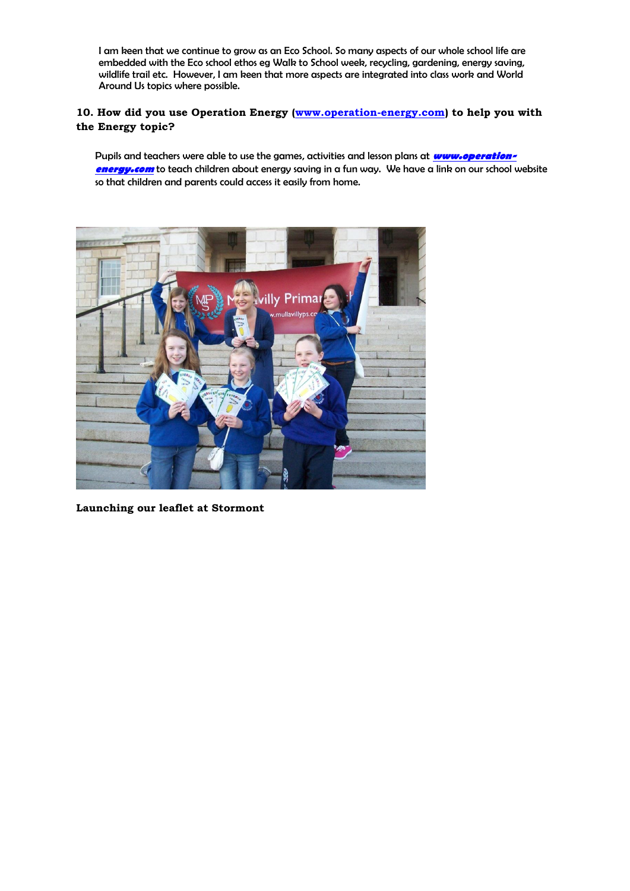I am keen that we continue to grow as an Eco School. So many aspects of our whole school life are embedded with the Eco school ethos eg Walk to School week, recycling, gardening, energy saving, wildlife trail etc. However, I am keen that more aspects are integrated into class work and World Around Us topics where possible.

**10. How did you use Operation Energy ([www.operation-energy.com](www.operation-energy.com)) to help you with the Energy topic?**

Pupils and teachers were able to use the games, activities and lesson plans at ***[www.operation-energy.com](www.operation-energy.com)*** to teach children about energy saving in a fun way. We have a link on our school website so that children and parents could access it easily from home.

**Launching our leaflet at Stormont**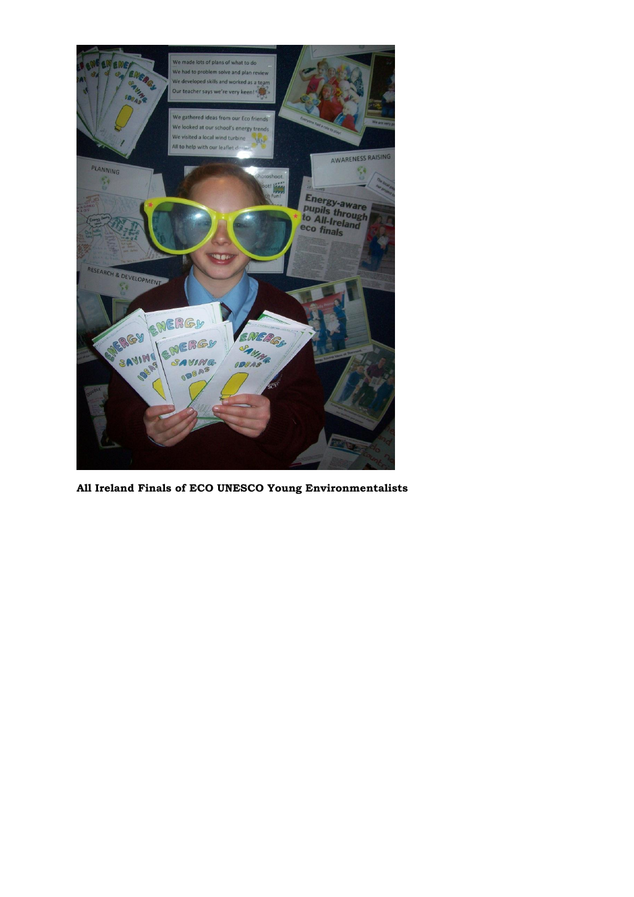**All Ireland Finals of ECO UNESCO Young Environmentalists**